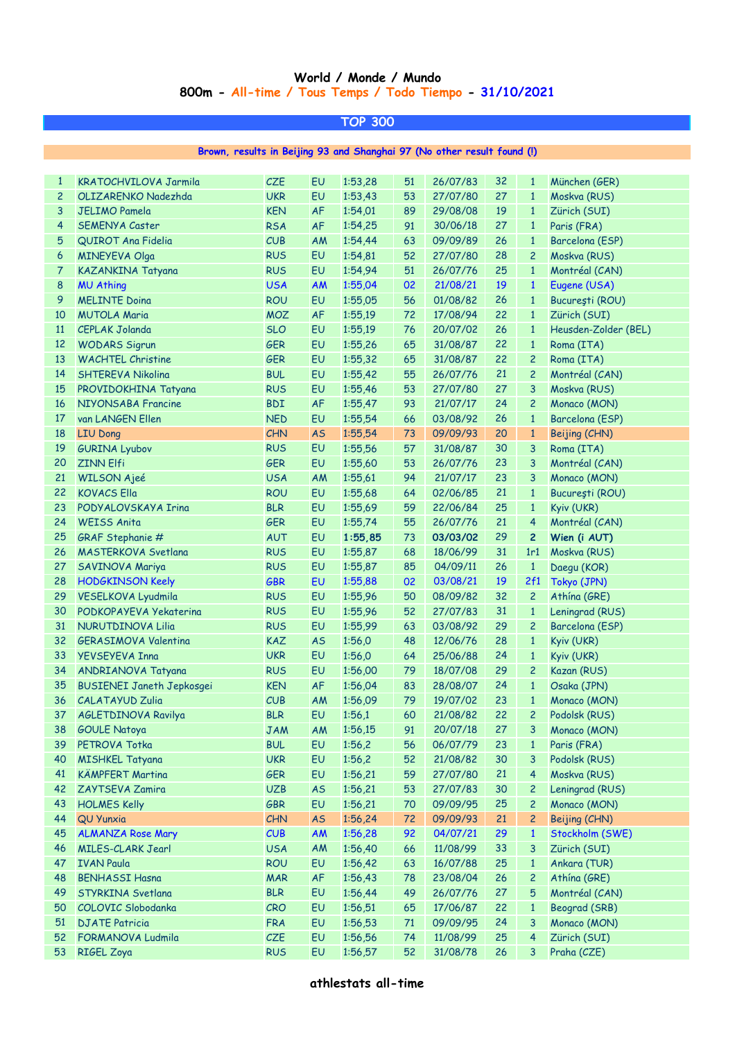# World / Monde / Mundo

## 800m - All-time / Tous Temps / Todo Tiempo - 31/10/2021

**TOP 300**

**Brown, results in Beijing 93 and Shanghai 97 (No other result found (!)**

| | | | | | | | | | |
|---|---|---|---|---|---|---|---|---|---|
| 1 | KRATOCHVILOVA Jarmila | CZE | EU | 1:53,28 | 51 | 26/07/83 | 32 | 1 | München (GER) |
| 2 | OLIZARENKO Nadezhda | UKR | EU | 1:53,43 | 53 | 27/07/80 | 27 | 1 | Moskva (RUS) |
| 3 | JELIMO Pamela | KEN | AF | 1:54,01 | 89 | 29/08/08 | 19 | 1 | Zürich (SUI) |
| 4 | SEMENYA Caster | RSA | AF | 1:54,25 | 91 | 30/06/18 | 27 | 1 | Paris (FRA) |
| 5 | QUIROT Ana Fidelia | CUB | AM | 1:54,44 | 63 | 09/09/89 | 26 | 1 | Barcelona (ESP) |
| 6 | MINEYEVA Olga | RUS | EU | 1:54,81 | 52 | 27/07/80 | 28 | 2 | Moskva (RUS) |
| 7 | KAZANKINA Tatyana | RUS | EU | 1:54,94 | 51 | 26/07/76 | 25 | 1 | Montréal (CAN) |
| 8 | MU Athing | USA | AM | 1:55,04 | 02 | 21/08/21 | 19 | 1 | Eugene (USA) |
| 9 | MELINTE Doina | ROU | EU | 1:55,05 | 56 | 01/08/82 | 26 | 1 | Bucureşti (ROU) |
| 10 | MUTOLA Maria | MOZ | AF | 1:55,19 | 72 | 17/08/94 | 22 | 1 | Zürich (SUI) |
| 11 | CEPLAK Jolanda | SLO | EU | 1:55,19 | 76 | 20/07/02 | 26 | 1 | Heusden-Zolder (BEL) |
| 12 | WODARS Sigrun | GER | EU | 1:55,26 | 65 | 31/08/87 | 22 | 1 | Roma (ITA) |
| 13 | WACHTEL Christine | GER | EU | 1:55,32 | 65 | 31/08/87 | 22 | 2 | Roma (ITA) |
| 14 | SHTEREVA Nikolina | BUL | EU | 1:55,42 | 55 | 26/07/76 | 21 | 2 | Montréal (CAN) |
| 15 | PROVIDOKHINA Tatyana | RUS | EU | 1:55,46 | 53 | 27/07/80 | 27 | 3 | Moskva (RUS) |
| 16 | NIYONSABA Francine | BDI | AF | 1:55,47 | 93 | 21/07/17 | 24 | 2 | Monaco (MON) |
| 17 | van LANGEN Ellen | NED | EU | 1:55,54 | 66 | 03/08/92 | 26 | 1 | Barcelona (ESP) |
| 18 | LIU Dong | CHN | AS | 1:55,54 | 73 | 09/09/93 | 20 | 1 | Beijing (CHN) |
| 19 | GURINA Lyubov | RUS | EU | 1:55,56 | 57 | 31/08/87 | 30 | 3 | Roma (ITA) |
| 20 | ZINN Elfi | GER | EU | 1:55,60 | 53 | 26/07/76 | 23 | 3 | Montréal (CAN) |
| 21 | WILSON Ajeé | USA | AM | 1:55,61 | 94 | 21/07/17 | 23 | 3 | Monaco (MON) |
| 22 | KOVACS Ella | ROU | EU | 1:55,68 | 64 | 02/06/85 | 21 | 1 | Bucureşti (ROU) |
| 23 | PODYALOVSKAYA Irina | BLR | EU | 1:55,69 | 59 | 22/06/84 | 25 | 1 | Kyiv (UKR) |
| 24 | WEISS Anita | GER | EU | 1:55,74 | 55 | 26/07/76 | 21 | 4 | Montréal (CAN) |
| 25 | GRAF Stephanie # | AUT | EU | **1:55,85** | 73 | **03/03/02** | 29 | **2** | **Wien (i AUT)** |
| 26 | MASTERKOVA Svetlana | RUS | EU | 1:55,87 | 68 | 18/06/99 | 31 | 1r1 | Moskva (RUS) |
| 27 | SAVINOVA Mariya | RUS | EU | 1:55,87 | 85 | 04/09/11 | 26 | 1 | Daegu (KOR) |
| 28 | HODGKINSON Keely | GBR | EU | 1:55,88 | 02 | 03/08/21 | 19 | 2f1 | Tokyo (JPN) |
| 29 | VESELKOVA Lyudmila | RUS | EU | 1:55,96 | 50 | 08/09/82 | 32 | 2 | Athína (GRE) |
| 30 | PODKOPAYEVA Yekaterina | RUS | EU | 1:55,96 | 52 | 27/07/83 | 31 | 1 | Leningrad (RUS) |
| 31 | NURUTDINOVA Lilia | RUS | EU | 1:55,99 | 63 | 03/08/92 | 29 | 2 | Barcelona (ESP) |
| 32 | GERASIMOVA Valentina | KAZ | AS | 1:56,0 | 48 | 12/06/76 | 28 | 1 | Kyiv (UKR) |
| 33 | YEVSEYEVA Inna | UKR | EU | 1:56,0 | 64 | 25/06/88 | 24 | 1 | Kyiv (UKR) |
| 34 | ANDRIANOVA Tatyana | RUS | EU | 1:56,00 | 79 | 18/07/08 | 29 | 2 | Kazan (RUS) |
| 35 | BUSIENEI Janeth Jepkosgei | KEN | AF | 1:56,04 | 83 | 28/08/07 | 24 | 1 | Osaka (JPN) |
| 36 | CALATAYUD Zulia | CUB | AM | 1:56,09 | 79 | 19/07/02 | 23 | 1 | Monaco (MON) |
| 37 | AGLETDINOVA Ravilya | BLR | EU | 1:56,1 | 60 | 21/08/82 | 22 | 2 | Podolsk (RUS) |
| 38 | GOULE Natoya | JAM | AM | 1:56,15 | 91 | 20/07/18 | 27 | 3 | Monaco (MON) |
| 39 | PETROVA Totka | BUL | EU | 1:56,2 | 56 | 06/07/79 | 23 | 1 | Paris (FRA) |
| 40 | MISHKEL Tatyana | UKR | EU | 1:56,2 | 52 | 21/08/82 | 30 | 3 | Podolsk (RUS) |
| 41 | KÄMPFERT Martina | GER | EU | 1:56,21 | 59 | 27/07/80 | 21 | 4 | Moskva (RUS) |
| 42 | ZAYTSEVA Zamira | UZB | AS | 1:56,21 | 53 | 27/07/83 | 30 | 2 | Leningrad (RUS) |
| 43 | HOLMES Kelly | GBR | EU | 1:56,21 | 70 | 09/09/95 | 25 | 2 | Monaco (MON) |
| 44 | QU Yunxia | CHN | AS | 1:56,24 | 72 | 09/09/93 | 21 | 2 | Beijing (CHN) |
| 45 | ALMANZA Rose Mary | CUB | AM | 1:56,28 | 92 | 04/07/21 | 29 | 1 | Stockholm (SWE) |
| 46 | MILES-CLARK Jearl | USA | AM | 1:56,40 | 66 | 11/08/99 | 33 | 3 | Zürich (SUI) |
| 47 | IVAN Paula | ROU | EU | 1:56,42 | 63 | 16/07/88 | 25 | 1 | Ankara (TUR) |
| 48 | BENHASSI Hasna | MAR | AF | 1:56,43 | 78 | 23/08/04 | 26 | 2 | Athína (GRE) |
| 49 | STYRKINA Svetlana | BLR | EU | 1:56,44 | 49 | 26/07/76 | 27 | 5 | Montréal (CAN) |
| 50 | COLOVIC Slobodanka | CRO | EU | 1:56,51 | 65 | 17/06/87 | 22 | 1 | Beograd (SRB) |
| 51 | DJATE Patricia | FRA | EU | 1:56,53 | 71 | 09/09/95 | 24 | 3 | Monaco (MON) |
| 52 | FORMANOVA Ludmila | CZE | EU | 1:56,56 | 74 | 11/08/99 | 25 | 4 | Zürich (SUI) |
| 53 | RIGEL Zoya | RUS | EU | 1:56,57 | 52 | 31/08/78 | 26 | 3 | Praha (CZE) |

athlestats all-time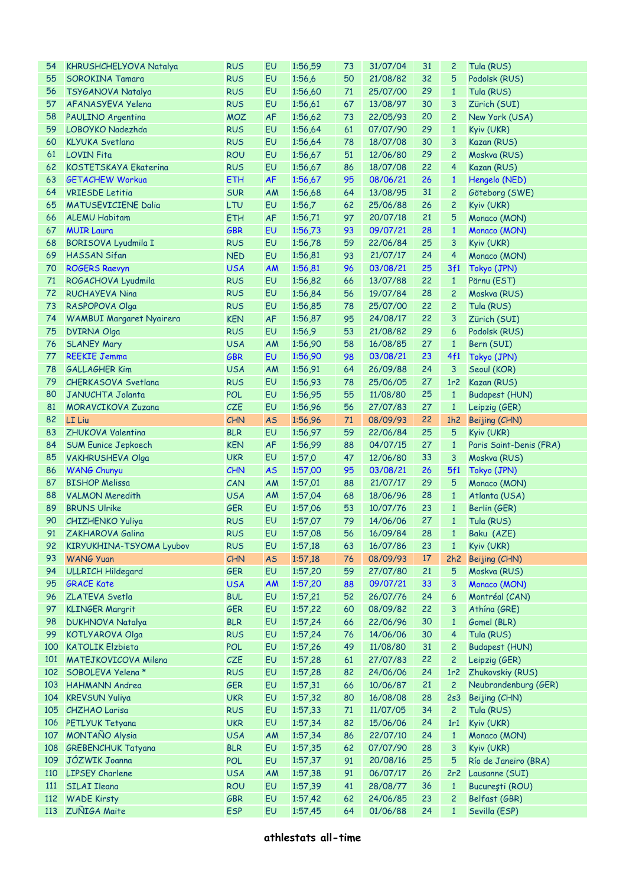| | | | | | | | | | |
|---|---|---|---|---|---|---|---|---|---|
| 54 | KHRUSHCHELYOVA Natalya | RUS | EU | 1:56,59 | 73 | 31/07/04 | 31 | 2 | Tula (RUS) |
| 55 | SOROKINA Tamara | RUS | EU | 1:56,6 | 50 | 21/08/82 | 32 | 5 | Podolsk (RUS) |
| 56 | TSYGANOVA Natalya | RUS | EU | 1:56,60 | 71 | 25/07/00 | 29 | 1 | Tula (RUS) |
| 57 | AFANASYEVA Yelena | RUS | EU | 1:56,61 | 67 | 13/08/97 | 30 | 3 | Zürich (SUI) |
| 58 | PAULINO Argentina | MOZ | AF | 1:56,62 | 73 | 22/05/93 | 20 | 2 | New York (USA) |
| 59 | LOBOYKO Nadezhda | RUS | EU | 1:56,64 | 61 | 07/07/90 | 29 | 1 | Kyiv (UKR) |
| 60 | KLYUKA Svetlana | RUS | EU | 1:56,64 | 78 | 18/07/08 | 30 | 3 | Kazan (RUS) |
| 61 | LOVIN Fita | ROU | EU | 1:56,67 | 51 | 12/06/80 | 29 | 2 | Moskva (RUS) |
| 62 | KOSTETSKAYA Ekaterina | RUS | EU | 1:56,67 | 86 | 18/07/08 | 22 | 4 | Kazan (RUS) |
| 63 | GETACHEW Workua | ETH | AF | 1:56,67 | 95 | 08/06/21 | 26 | 1 | Hengelo (NED) |
| 64 | VRIESDE Letitia | SUR | AM | 1:56,68 | 64 | 13/08/95 | 31 | 2 | Göteborg (SWE) |
| 65 | MATUSEVICIENE Dalia | LTU | EU | 1:56,7 | 62 | 25/06/88 | 26 | 2 | Kyiv (UKR) |
| 66 | ALEMU Habitam | ETH | AF | 1:56,71 | 97 | 20/07/18 | 21 | 5 | Monaco (MON) |
| 67 | MUIR Laura | GBR | EU | 1:56,73 | 93 | 09/07/21 | 28 | 1 | Monaco (MON) |
| 68 | BORISOVA Lyudmila I | RUS | EU | 1:56,78 | 59 | 22/06/84 | 25 | 3 | Kyiv (UKR) |
| 69 | HASSAN Sifan | NED | EU | 1:56,81 | 93 | 21/07/17 | 24 | 4 | Monaco (MON) |
| 70 | ROGERS Raevyn | USA | AM | 1:56,81 | 96 | 03/08/21 | 25 | 3f1 | Tokyo (JPN) |
| 71 | ROGACHOVA Lyudmila | RUS | EU | 1:56,82 | 66 | 13/07/88 | 22 | 1 | Pärnu (EST) |
| 72 | RUCHAYEVA Nina | RUS | EU | 1:56,84 | 56 | 19/07/84 | 28 | 2 | Moskva (RUS) |
| 73 | RASPOPOVA Olga | RUS | EU | 1:56,85 | 78 | 25/07/00 | 22 | 2 | Tula (RUS) |
| 74 | WAMBUI Margaret Nyairera | KEN | AF | 1:56,87 | 95 | 24/08/17 | 22 | 3 | Zürich (SUI) |
| 75 | DVIRNA Olga | RUS | EU | 1:56,9 | 53 | 21/08/82 | 29 | 6 | Podolsk (RUS) |
| 76 | SLANEY Mary | USA | AM | 1:56,90 | 58 | 16/08/85 | 27 | 1 | Bern (SUI) |
| 77 | REEKIE Jemma | GBR | EU | 1:56,90 | 98 | 03/08/21 | 23 | 4f1 | Tokyo (JPN) |
| 78 | GALLAGHER Kim | USA | AM | 1:56,91 | 64 | 26/09/88 | 24 | 3 | Seoul (KOR) |
| 79 | CHERKASOVA Svetlana | RUS | EU | 1:56,93 | 78 | 25/06/05 | 27 | 1r2 | Kazan (RUS) |
| 80 | JANUCHTA Jolanta | POL | EU | 1:56,95 | 55 | 11/08/80 | 25 | 1 | Budapest (HUN) |
| 81 | MORAVCIKOVA Zuzana | CZE | EU | 1:56,96 | 56 | 27/07/83 | 27 | 1 | Leipzig (GER) |
| 82 | LI Liu | CHN | AS | 1:56,96 | 71 | 08/09/93 | 22 | 1h2 | Beijing (CHN) |
| 83 | ZHUKOVA Valentina | BLR | EU | 1:56,97 | 59 | 22/06/84 | 25 | 5 | Kyiv (UKR) |
| 84 | SUM Eunice Jepkoech | KEN | AF | 1:56,99 | 88 | 04/07/15 | 27 | 1 | Paris Saint-Denis (FRA) |
| 85 | VAKHRUSHEVA Olga | UKR | EU | 1:57,0 | 47 | 12/06/80 | 33 | 3 | Moskva (RUS) |
| 86 | WANG Chunyu | CHN | AS | 1:57,00 | 95 | 03/08/21 | 26 | 5f1 | Tokyo (JPN) |
| 87 | BISHOP Melissa | CAN | AM | 1:57,01 | 88 | 21/07/17 | 29 | 5 | Monaco (MON) |
| 88 | VALMON Meredith | USA | AM | 1:57,04 | 68 | 18/06/96 | 28 | 1 | Atlanta (USA) |
| 89 | BRUNS Ulrike | GER | EU | 1:57,06 | 53 | 10/07/76 | 23 | 1 | Berlin (GER) |
| 90 | CHIZHENKO Yuliya | RUS | EU | 1:57,07 | 79 | 14/06/06 | 27 | 1 | Tula (RUS) |
| 91 | ZAKHAROVA Galina | RUS | EU | 1:57,08 | 56 | 16/09/84 | 28 | 1 | Baku (AZE) |
| 92 | KIRYUKHINA-TSYOMA Lyubov | RUS | EU | 1:57,18 | 63 | 16/07/86 | 23 | 1 | Kyiv (UKR) |
| 93 | WANG Yuan | CHN | AS | 1:57,18 | 76 | 08/09/93 | 17 | 2h2 | Beijing (CHN) |
| 94 | ULLRICH Hildegard | GER | EU | 1:57,20 | 59 | 27/07/80 | 21 | 5 | Moskva (RUS) |
| 95 | GRACE Kate | USA | AM | 1:57,20 | 88 | 09/07/21 | 33 | 3 | Monaco (MON) |
| 96 | ZLATEVA Svetla | BUL | EU | 1:57,21 | 52 | 26/07/76 | 24 | 6 | Montréal (CAN) |
| 97 | KLINGER Margrit | GER | EU | 1:57,22 | 60 | 08/09/82 | 22 | 3 | Athína (GRE) |
| 98 | DUKHNOVA Natalya | BLR | EU | 1:57,24 | 66 | 22/06/96 | 30 | 1 | Gomel (BLR) |
| 99 | KOTLYAROVA Olga | RUS | EU | 1:57,24 | 76 | 14/06/06 | 30 | 4 | Tula (RUS) |
| 100 | KATOLIK Elzbieta | POL | EU | 1:57,26 | 49 | 11/08/80 | 31 | 2 | Budapest (HUN) |
| 101 | MATEJKOVICOVA Milena | CZE | EU | 1:57,28 | 61 | 27/07/83 | 22 | 2 | Leipzig (GER) |
| 102 | SOBOLEVA Yelena * | RUS | EU | 1:57,28 | 82 | 24/06/06 | 24 | 1r2 | Zhukovskiy (RUS) |
| 103 | HAHMANN Andrea | GER | EU | 1:57,31 | 66 | 10/06/87 | 21 | 2 | Neubrandenburg (GER) |
| 104 | KREVSUN Yuliya | UKR | EU | 1:57,32 | 80 | 16/08/08 | 28 | 2s3 | Beijing (CHN) |
| 105 | CHZHAO Larisa | RUS | EU | 1:57,33 | 71 | 11/07/05 | 34 | 2 | Tula (RUS) |
| 106 | PETLYUK Tetyana | UKR | EU | 1:57,34 | 82 | 15/06/06 | 24 | 1r1 | Kyiv (UKR) |
| 107 | MONTAÑO Alysia | USA | AM | 1:57,34 | 86 | 22/07/10 | 24 | 1 | Monaco (MON) |
| 108 | GREBENCHUK Tatyana | BLR | EU | 1:57,35 | 62 | 07/07/90 | 28 | 3 | Kyiv (UKR) |
| 109 | JÓZWIK Joanna | POL | EU | 1:57,37 | 91 | 20/08/16 | 25 | 5 | Río de Janeiro (BRA) |
| 110 | LIPSEY Charlene | USA | AM | 1:57,38 | 91 | 06/07/17 | 26 | 2r2 | Lausanne (SUI) |
| 111 | SILAI Ileana | ROU | EU | 1:57,39 | 41 | 28/08/77 | 36 | 1 | Bucureşti (ROU) |
| 112 | WADE Kirsty | GBR | EU | 1:57,42 | 62 | 24/06/85 | 23 | 2 | Belfast (GBR) |
| 113 | ZUÑIGA Maite | ESP | EU | 1:57,45 | 64 | 01/06/88 | 24 | 1 | Sevilla (ESP) |

**athlestats all-time**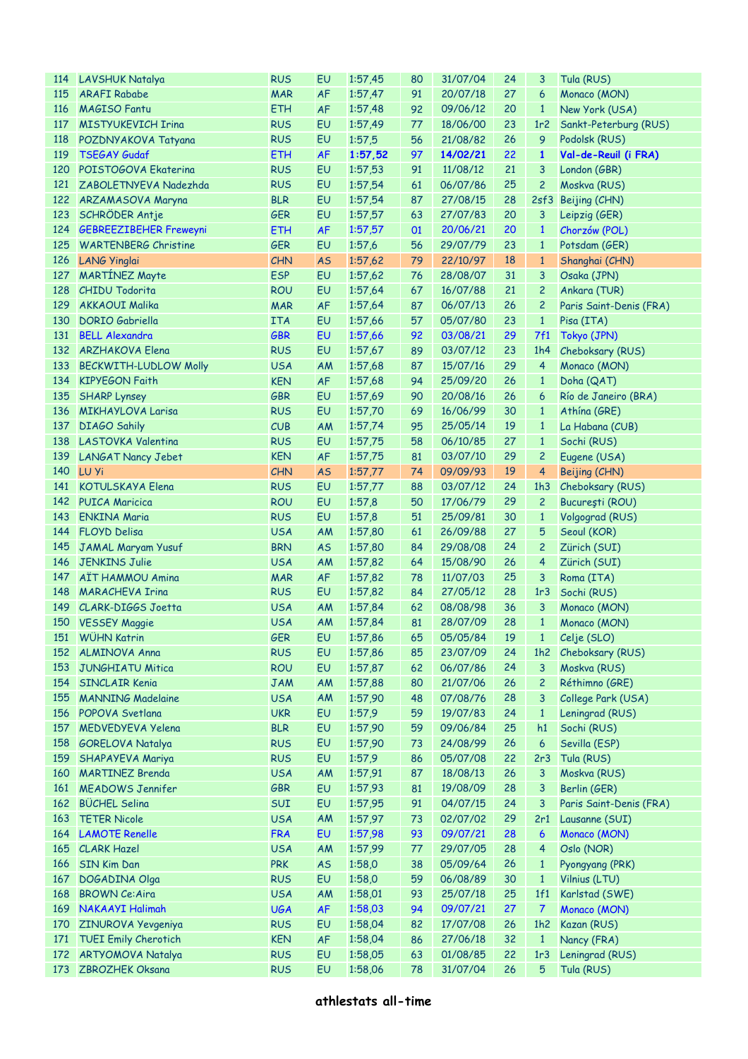| | | | | | | | | | |
|---|---|---|---|---|---|---|---|---|---|
| 114 | LAVSHUK Natalya | RUS | EU | 1:57,45 | 80 | 31/07/04 | 24 | 3 | Tula (RUS) |
| 115 | ARAFI Rababe | MAR | AF | 1:57,47 | 91 | 20/07/18 | 27 | 6 | Monaco (MON) |
| 116 | MAGISO Fantu | ETH | AF | 1:57,48 | 92 | 09/06/12 | 20 | 1 | New York (USA) |
| 117 | MISTYUKEVICH Irina | RUS | EU | 1:57,49 | 77 | 18/06/00 | 23 | 1r2 | Sankt-Peterburg (RUS) |
| 118 | POZDNYAKOVA Tatyana | RUS | EU | 1:57,5 | 56 | 21/08/82 | 26 | 9 | Podolsk (RUS) |
| 119 | TSEGAY Gudaf | ETH | AF | **1:57,52** | 97 | **14/02/21** | 22 | **1** | **Val-de-Reuil (i FRA)** |
| 120 | POISTOGOVA Ekaterina | RUS | EU | 1:57,53 | 91 | 11/08/12 | 21 | 3 | London (GBR) |
| 121 | ZABOLETNYEVA Nadezhda | RUS | EU | 1:57,54 | 61 | 06/07/86 | 25 | 2 | Moskva (RUS) |
| 122 | ARZAMASOVA Maryna | BLR | EU | 1:57,54 | 87 | 27/08/15 | 28 | 2sf3 | Beijing (CHN) |
| 123 | SCHRÖDER Antje | GER | EU | 1:57,57 | 63 | 27/07/83 | 20 | 3 | Leipzig (GER) |
| 124 | GEBREEZIBEHER Freweyni | ETH | AF | 1:57,57 | 01 | 20/06/21 | 20 | 1 | Chorzów (POL) |
| 125 | WARTENBERG Christine | GER | EU | 1:57,6 | 56 | 29/07/79 | 23 | 1 | Potsdam (GER) |
| 126 | LANG Yinglai | CHN | AS | 1:57,62 | 79 | 22/10/97 | 18 | 1 | Shanghai (CHN) |
| 127 | MARTÍNEZ Mayte | ESP | EU | 1:57,62 | 76 | 28/08/07 | 31 | 3 | Osaka (JPN) |
| 128 | CHIDU Todorita | ROU | EU | 1:57,64 | 67 | 16/07/88 | 21 | 2 | Ankara (TUR) |
| 129 | AKKAOUI Malika | MAR | AF | 1:57,64 | 87 | 06/07/13 | 26 | 2 | Paris Saint-Denis (FRA) |
| 130 | DORIO Gabriella | ITA | EU | 1:57,66 | 57 | 05/07/80 | 23 | 1 | Pisa (ITA) |
| 131 | BELL Alexandra | GBR | EU | 1:57,66 | 92 | 03/08/21 | 29 | 7f1 | Tokyo (JPN) |
| 132 | ARZHAKOVA Elena | RUS | EU | 1:57,67 | 89 | 03/07/12 | 23 | 1h4 | Cheboksary (RUS) |
| 133 | BECKWITH-LUDLOW Molly | USA | AM | 1:57,68 | 87 | 15/07/16 | 29 | 4 | Monaco (MON) |
| 134 | KIPYEGON Faith | KEN | AF | 1:57,68 | 94 | 25/09/20 | 26 | 1 | Doha (QAT) |
| 135 | SHARP Lynsey | GBR | EU | 1:57,69 | 90 | 20/08/16 | 26 | 6 | Río de Janeiro (BRA) |
| 136 | MIKHAYLOVA Larisa | RUS | EU | 1:57,70 | 69 | 16/06/99 | 30 | 1 | Athína (GRE) |
| 137 | DIAGO Sahily | CUB | AM | 1:57,74 | 95 | 25/05/14 | 19 | 1 | La Habana (CUB) |
| 138 | LASTOVKA Valentina | RUS | EU | 1:57,75 | 58 | 06/10/85 | 27 | 1 | Sochi (RUS) |
| 139 | LANGAT Nancy Jebet | KEN | AF | 1:57,75 | 81 | 03/07/10 | 29 | 2 | Eugene (USA) |
| 140 | LU Yi | CHN | AS | 1:57,77 | 74 | 09/09/93 | 19 | 4 | Beijing (CHN) |
| 141 | KOTULSKAYA Elena | RUS | EU | 1:57,77 | 88 | 03/07/12 | 24 | 1h3 | Cheboksary (RUS) |
| 142 | PUICA Maricica | ROU | EU | 1:57,8 | 50 | 17/06/79 | 29 | 2 | Bucureşti (ROU) |
| 143 | ENKINA Maria | RUS | EU | 1:57,8 | 51 | 25/09/81 | 30 | 1 | Volgograd (RUS) |
| 144 | FLOYD Delisa | USA | AM | 1:57,80 | 61 | 26/09/88 | 27 | 5 | Seoul (KOR) |
| 145 | JAMAL Maryam Yusuf | BRN | AS | 1:57,80 | 84 | 29/08/08 | 24 | 2 | Zürich (SUI) |
| 146 | JENKINS Julie | USA | AM | 1:57,82 | 64 | 15/08/90 | 26 | 4 | Zürich (SUI) |
| 147 | AÏT HAMMOU Amina | MAR | AF | 1:57,82 | 78 | 11/07/03 | 25 | 3 | Roma (ITA) |
| 148 | MARACHEVA Irina | RUS | EU | 1:57,82 | 84 | 27/05/12 | 28 | 1r3 | Sochi (RUS) |
| 149 | CLARK-DIGGS Joetta | USA | AM | 1:57,84 | 62 | 08/08/98 | 36 | 3 | Monaco (MON) |
| 150 | VESSEY Maggie | USA | AM | 1:57,84 | 81 | 28/07/09 | 28 | 1 | Monaco (MON) |
| 151 | WÜHN Katrin | GER | EU | 1:57,86 | 65 | 05/05/84 | 19 | 1 | Celje (SLO) |
| 152 | ALMINOVA Anna | RUS | EU | 1:57,86 | 85 | 23/07/09 | 24 | 1h2 | Cheboksary (RUS) |
| 153 | JUNGHIATU Mitica | ROU | EU | 1:57,87 | 62 | 06/07/86 | 24 | 3 | Moskva (RUS) |
| 154 | SINCLAIR Kenia | JAM | AM | 1:57,88 | 80 | 21/07/06 | 26 | 2 | Réthimno (GRE) |
| 155 | MANNING Madelaine | USA | AM | 1:57,90 | 48 | 07/08/76 | 28 | 3 | College Park (USA) |
| 156 | POPOVA Svetlana | UKR | EU | 1:57,9 | 59 | 19/07/83 | 24 | 1 | Leningrad (RUS) |
| 157 | MEDVEDYEVA Yelena | BLR | EU | 1:57,90 | 59 | 09/06/84 | 25 | h1 | Sochi (RUS) |
| 158 | GORELOVA Natalya | RUS | EU | 1:57,90 | 73 | 24/08/99 | 26 | 6 | Sevilla (ESP) |
| 159 | SHAPAYEVA Mariya | RUS | EU | 1:57,9 | 86 | 05/07/08 | 22 | 2r3 | Tula (RUS) |
| 160 | MARTINEZ Brenda | USA | AM | 1:57,91 | 87 | 18/08/13 | 26 | 3 | Moskva (RUS) |
| 161 | MEADOWS Jennifer | GBR | EU | 1:57,93 | 81 | 19/08/09 | 28 | 3 | Berlin (GER) |
| 162 | BÜCHEL Selina | SUI | EU | 1:57,95 | 91 | 04/07/15 | 24 | 3 | Paris Saint-Denis (FRA) |
| 163 | TETER Nicole | USA | AM | 1:57,97 | 73 | 02/07/02 | 29 | 2r1 | Lausanne (SUI) |
| 164 | LAMOTE Renelle | FRA | EU | 1:57,98 | 93 | 09/07/21 | 28 | 6 | Monaco (MON) |
| 165 | CLARK Hazel | USA | AM | 1:57,99 | 77 | 29/07/05 | 28 | 4 | Oslo (NOR) |
| 166 | SIN Kim Dan | PRK | AS | 1:58,0 | 38 | 05/09/64 | 26 | 1 | Pyongyang (PRK) |
| 167 | DOGADINA Olga | RUS | EU | 1:58,0 | 59 | 06/08/89 | 30 | 1 | Vilnius (LTU) |
| 168 | BROWN Ce:Aira | USA | AM | 1:58,01 | 93 | 25/07/18 | 25 | 1f1 | Karlstad (SWE) |
| 169 | NAKAAYI Halimah | UGA | AF | 1:58,03 | 94 | 09/07/21 | 27 | 7 | Monaco (MON) |
| 170 | ZINUROVA Yevgeniya | RUS | EU | 1:58,04 | 82 | 17/07/08 | 26 | 1h2 | Kazan (RUS) |
| 171 | TUEI Emily Cherotich | KEN | AF | 1:58,04 | 86 | 27/06/18 | 32 | 1 | Nancy (FRA) |
| 172 | ARTYOMOVA Natalya | RUS | EU | 1:58,05 | 63 | 01/08/85 | 22 | 1r3 | Leningrad (RUS) |
| 173 | ZBROZHEK Oksana | RUS | EU | 1:58,06 | 78 | 31/07/04 | 26 | 5 | Tula (RUS) |

**athlestats all-time**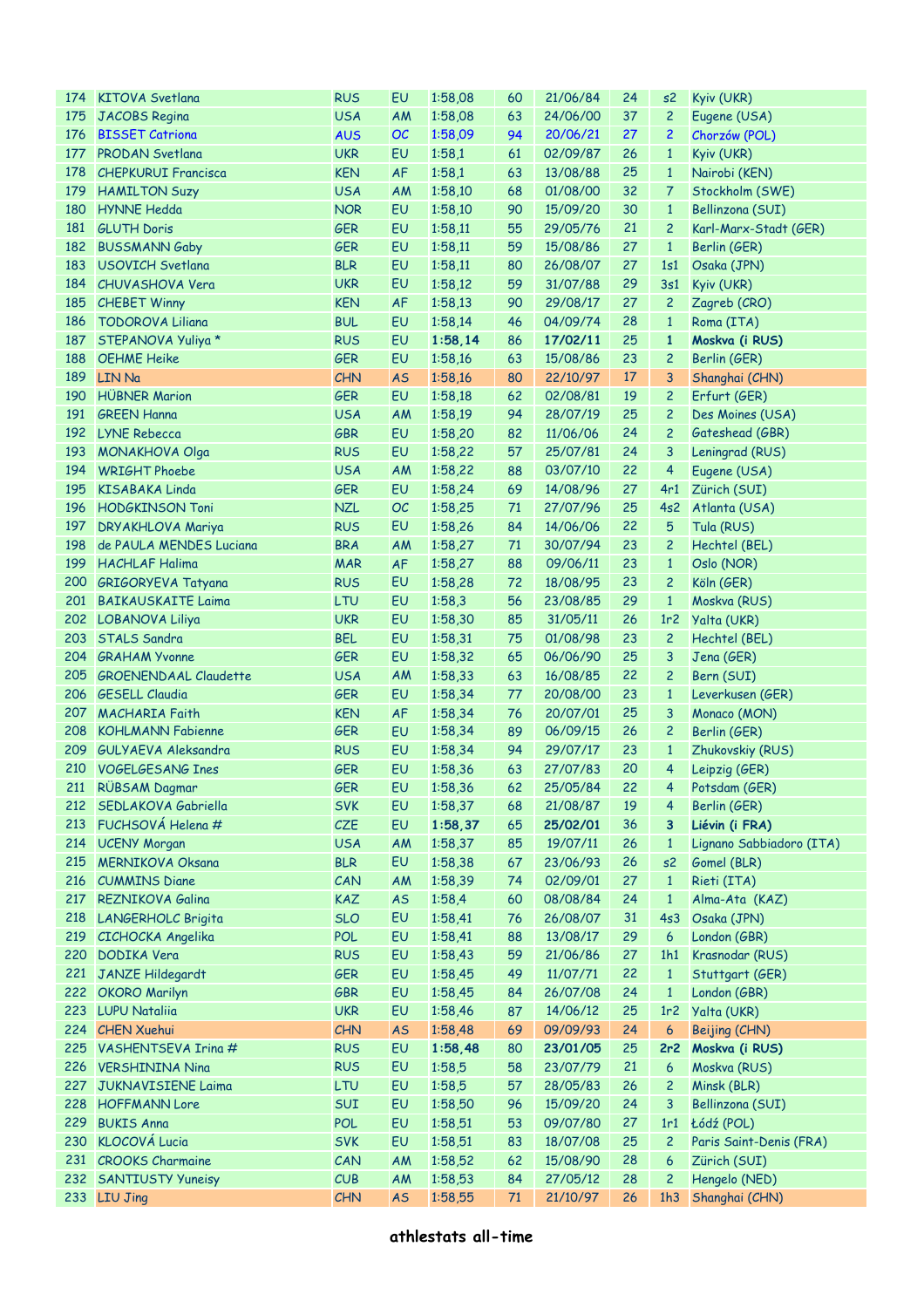| | | | | | | | | | |
|---|---|---|---|---|---|---|---|---|---|
| 174 | KITOVA Svetlana | RUS | EU | 1:58,08 | 60 | 21/06/84 | 24 | s2 | Kyiv (UKR) |
| 175 | JACOBS Regina | USA | AM | 1:58,08 | 63 | 24/06/00 | 37 | 2 | Eugene (USA) |
| 176 | BISSET Catriona | AUS | OC | 1:58,09 | 94 | 20/06/21 | 27 | 2 | Chorzów (POL) |
| 177 | PRODAN Svetlana | UKR | EU | 1:58,1 | 61 | 02/09/87 | 26 | 1 | Kyiv (UKR) |
| 178 | CHEPKURUI Francisca | KEN | AF | 1:58,1 | 63 | 13/08/88 | 25 | 1 | Nairobi (KEN) |
| 179 | HAMILTON Suzy | USA | AM | 1:58,10 | 68 | 01/08/00 | 32 | 7 | Stockholm (SWE) |
| 180 | HYNNE Hedda | NOR | EU | 1:58,10 | 90 | 15/09/20 | 30 | 1 | Bellinzona (SUI) |
| 181 | GLUTH Doris | GER | EU | 1:58,11 | 55 | 29/05/76 | 21 | 2 | Karl-Marx-Stadt (GER) |
| 182 | BUSSMANN Gaby | GER | EU | 1:58,11 | 59 | 15/08/86 | 27 | 1 | Berlin (GER) |
| 183 | USOVICH Svetlana | BLR | EU | 1:58,11 | 80 | 26/08/07 | 27 | 1s1 | Osaka (JPN) |
| 184 | CHUVASHOVA Vera | UKR | EU | 1:58,12 | 59 | 31/07/88 | 29 | 3s1 | Kyiv (UKR) |
| 185 | CHEBET Winny | KEN | AF | 1:58,13 | 90 | 29/08/17 | 27 | 2 | Zagreb (CRO) |
| 186 | TODOROVA Liliana | BUL | EU | 1:58,14 | 46 | 04/09/74 | 28 | 1 | Roma (ITA) |
| 187 | STEPANOVA Yuliya * | RUS | EU | **1:58,14** | 86 | **17/02/11** | 25 | **1** | **Moskva (i RUS)** |
| 188 | OEHME Heike | GER | EU | 1:58,16 | 63 | 15/08/86 | 23 | 2 | Berlin (GER) |
| 189 | LIN Na | CHN | AS | 1:58,16 | 80 | 22/10/97 | 17 | 3 | Shanghai (CHN) |
| 190 | HÜBNER Marion | GER | EU | 1:58,18 | 62 | 02/08/81 | 19 | 2 | Erfurt (GER) |
| 191 | GREEN Hanna | USA | AM | 1:58,19 | 94 | 28/07/19 | 25 | 2 | Des Moines (USA) |
| 192 | LYNE Rebecca | GBR | EU | 1:58,20 | 82 | 11/06/06 | 24 | 2 | Gateshead (GBR) |
| 193 | MONAKHOVA Olga | RUS | EU | 1:58,22 | 57 | 25/07/81 | 24 | 3 | Leningrad (RUS) |
| 194 | WRIGHT Phoebe | USA | AM | 1:58,22 | 88 | 03/07/10 | 22 | 4 | Eugene (USA) |
| 195 | KISABAKA Linda | GER | EU | 1:58,24 | 69 | 14/08/96 | 27 | 4r1 | Zürich (SUI) |
| 196 | HODGKINSON Toni | NZL | OC | 1:58,25 | 71 | 27/07/96 | 25 | 4s2 | Atlanta (USA) |
| 197 | DRYAKHLOVA Mariya | RUS | EU | 1:58,26 | 84 | 14/06/06 | 22 | 5 | Tula (RUS) |
| 198 | de PAULA MENDES Luciana | BRA | AM | 1:58,27 | 71 | 30/07/94 | 23 | 2 | Hechtel (BEL) |
| 199 | HACHLAF Halima | MAR | AF | 1:58,27 | 88 | 09/06/11 | 23 | 1 | Oslo (NOR) |
| 200 | GRIGORYEVA Tatyana | RUS | EU | 1:58,28 | 72 | 18/08/95 | 23 | 2 | Köln (GER) |
| 201 | BAIKAUSKAITE Laima | LTU | EU | 1:58,3 | 56 | 23/08/85 | 29 | 1 | Moskva (RUS) |
| 202 | LOBANOVA Liliya | UKR | EU | 1:58,30 | 85 | 31/05/11 | 26 | 1r2 | Yalta (UKR) |
| 203 | STALS Sandra | BEL | EU | 1:58,31 | 75 | 01/08/98 | 23 | 2 | Hechtel (BEL) |
| 204 | GRAHAM Yvonne | GER | EU | 1:58,32 | 65 | 06/06/90 | 25 | 3 | Jena (GER) |
| 205 | GROENENDAAL Claudette | USA | AM | 1:58,33 | 63 | 16/08/85 | 22 | 2 | Bern (SUI) |
| 206 | GESELL Claudia | GER | EU | 1:58,34 | 77 | 20/08/00 | 23 | 1 | Leverkusen (GER) |
| 207 | MACHARIA Faith | KEN | AF | 1:58,34 | 76 | 20/07/01 | 25 | 3 | Monaco (MON) |
| 208 | KOHLMANN Fabienne | GER | EU | 1:58,34 | 89 | 06/09/15 | 26 | 2 | Berlin (GER) |
| 209 | GULYAEVA Aleksandra | RUS | EU | 1:58,34 | 94 | 29/07/17 | 23 | 1 | Zhukovskiy (RUS) |
| 210 | VOGELGESANG Ines | GER | EU | 1:58,36 | 63 | 27/07/83 | 20 | 4 | Leipzig (GER) |
| 211 | RÜBSAM Dagmar | GER | EU | 1:58,36 | 62 | 25/05/84 | 22 | 4 | Potsdam (GER) |
| 212 | SEDLAKOVA Gabriella | SVK | EU | 1:58,37 | 68 | 21/08/87 | 19 | 4 | Berlin (GER) |
| 213 | FUCHSOVÁ Helena # | CZE | EU | **1:58,37** | 65 | **25/02/01** | 36 | **3** | **Liévin (i FRA)** |
| 214 | UCENY Morgan | USA | AM | 1:58,37 | 85 | 19/07/11 | 26 | 1 | Lignano Sabbiadoro (ITA) |
| 215 | MERNIKOVA Oksana | BLR | EU | 1:58,38 | 67 | 23/06/93 | 26 | s2 | Gomel (BLR) |
| 216 | CUMMINS Diane | CAN | AM | 1:58,39 | 74 | 02/09/01 | 27 | 1 | Rieti (ITA) |
| 217 | REZNIKOVA Galina | KAZ | AS | 1:58,4 | 60 | 08/08/84 | 24 | 1 | Alma-Ata (KAZ) |
| 218 | LANGERHOLC Brigita | SLO | EU | 1:58,41 | 76 | 26/08/07 | 31 | 4s3 | Osaka (JPN) |
| 219 | CICHOCKA Angelika | POL | EU | 1:58,41 | 88 | 13/08/17 | 29 | 6 | London (GBR) |
| 220 | DODIKA Vera | RUS | EU | 1:58,43 | 59 | 21/06/86 | 27 | 1h1 | Krasnodar (RUS) |
| 221 | JANZE Hildegardt | GER | EU | 1:58,45 | 49 | 11/07/71 | 22 | 1 | Stuttgart (GER) |
| 222 | OKORO Marilyn | GBR | EU | 1:58,45 | 84 | 26/07/08 | 24 | 1 | London (GBR) |
| 223 | LUPU Nataliia | UKR | EU | 1:58,46 | 87 | 14/06/12 | 25 | 1r2 | Yalta (UKR) |
| 224 | CHEN Xuehui | CHN | AS | 1:58,48 | 69 | 09/09/93 | 24 | 6 | Beijing (CHN) |
| 225 | VASHENTSEVA Irina # | RUS | EU | **1:58,48** | 80 | **23/01/05** | 25 | **2r2** | **Moskva (i RUS)** |
| 226 | VERSHININA Nina | RUS | EU | 1:58,5 | 58 | 23/07/79 | 21 | 6 | Moskva (RUS) |
| 227 | JUKNAVISIENE Laima | LTU | EU | 1:58,5 | 57 | 28/05/83 | 26 | 2 | Minsk (BLR) |
| 228 | HOFFMANN Lore | SUI | EU | 1:58,50 | 96 | 15/09/20 | 24 | 3 | Bellinzona (SUI) |
| 229 | BUKIS Anna | POL | EU | 1:58,51 | 53 | 09/07/80 | 27 | 1r1 | Łódź (POL) |
| 230 | KLOCOVÁ Lucia | SVK | EU | 1:58,51 | 83 | 18/07/08 | 25 | 2 | Paris Saint-Denis (FRA) |
| 231 | CROOKS Charmaine | CAN | AM | 1:58,52 | 62 | 15/08/90 | 28 | 6 | Zürich (SUI) |
| 232 | SANTIUSTY Yuneisy | CUB | AM | 1:58,53 | 84 | 27/05/12 | 28 | 2 | Hengelo (NED) |
| 233 | LIU Jing | CHN | AS | 1:58,55 | 71 | 21/10/97 | 26 | 1h3 | Shanghai (CHN) |

**athlestats all-time**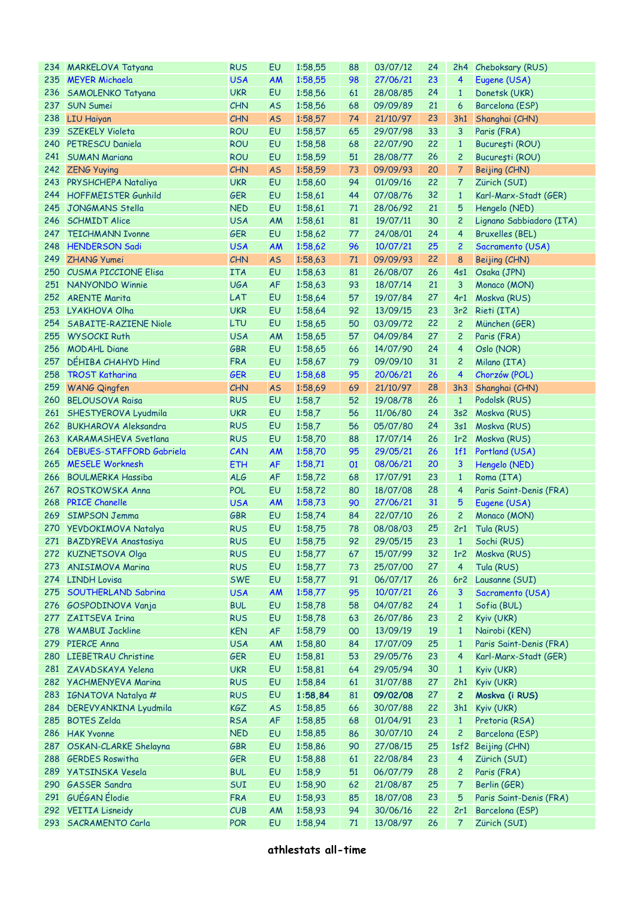| | | | | | | | | | |
|---|---|---|---|---|---|---|---|---|---|
| 234 | MARKELOVA Tatyana | RUS | EU | 1:58,55 | 88 | 03/07/12 | 24 | 2h4 | Cheboksary (RUS) |
| 235 | MEYER Michaela | USA | AM | 1:58,55 | 98 | 27/06/21 | 23 | 4 | Eugene (USA) |
| 236 | SAMOLENKO Tatyana | UKR | EU | 1:58,56 | 61 | 28/08/85 | 24 | 1 | Donetsk (UKR) |
| 237 | SUN Sumei | CHN | AS | 1:58,56 | 68 | 09/09/89 | 21 | 6 | Barcelona (ESP) |
| 238 | LIU Haiyan | CHN | AS | 1:58,57 | 74 | 21/10/97 | 23 | 3h1 | Shanghai (CHN) |
| 239 | SZEKELY Violeta | ROU | EU | 1:58,57 | 65 | 29/07/98 | 33 | 3 | Paris (FRA) |
| 240 | PETRESCU Daniela | ROU | EU | 1:58,58 | 68 | 22/07/90 | 22 | 1 | Bucureşti (ROU) |
| 241 | SUMAN Mariana | ROU | EU | 1:58,59 | 51 | 28/08/77 | 26 | 2 | Bucureşti (ROU) |
| 242 | ZENG Yuying | CHN | AS | 1:58,59 | 73 | 09/09/93 | 20 | 7 | Beijing (CHN) |
| 243 | PRYSHCHEPA Nataliya | UKR | EU | 1:58,60 | 94 | 01/09/16 | 22 | 7 | Zürich (SUI) |
| 244 | HOFFMEISTER Gunhild | GER | EU | 1:58,61 | 44 | 07/08/76 | 32 | 1 | Karl-Marx-Stadt (GER) |
| 245 | JONGMANS Stella | NED | EU | 1:58,61 | 71 | 28/06/92 | 21 | 5 | Hengelo (NED) |
| 246 | SCHMIDT Alice | USA | AM | 1:58,61 | 81 | 19/07/11 | 30 | 2 | Lignano Sabbiadoro (ITA) |
| 247 | TEICHMANN Ivonne | GER | EU | 1:58,62 | 77 | 24/08/01 | 24 | 4 | Bruxelles (BEL) |
| 248 | HENDERSON Sadi | USA | AM | 1:58,62 | 96 | 10/07/21 | 25 | 2 | Sacramento (USA) |
| 249 | ZHANG Yumei | CHN | AS | 1:58,63 | 71 | 09/09/93 | 22 | 8 | Beijing (CHN) |
| 250 | CUSMA PICCIONE Elisa | ITA | EU | 1:58,63 | 81 | 26/08/07 | 26 | 4s1 | Osaka (JPN) |
| 251 | NANYONDO Winnie | UGA | AF | 1:58,63 | 93 | 18/07/14 | 21 | 3 | Monaco (MON) |
| 252 | ARENTE Marita | LAT | EU | 1:58,64 | 57 | 19/07/84 | 27 | 4r1 | Moskva (RUS) |
| 253 | LYAKHOVA Olha | UKR | EU | 1:58,64 | 92 | 13/09/15 | 23 | 3r2 | Rieti (ITA) |
| 254 | SABAITE-RAZIENE Niole | LTU | EU | 1:58,65 | 50 | 03/09/72 | 22 | 2 | München (GER) |
| 255 | WYSOCKI Ruth | USA | AM | 1:58,65 | 57 | 04/09/84 | 27 | 2 | Paris (FRA) |
| 256 | MODAHL Diane | GBR | EU | 1:58,65 | 66 | 14/07/90 | 24 | 4 | Oslo (NOR) |
| 257 | DÉHIBA CHAHYD Hind | FRA | EU | 1:58,67 | 79 | 09/09/10 | 31 | 2 | Milano (ITA) |
| 258 | TROST Katharina | GER | EU | 1:58,68 | 95 | 20/06/21 | 26 | 4 | Chorzów (POL) |
| 259 | WANG Qingfen | CHN | AS | 1:58,69 | 69 | 21/10/97 | 28 | 3h3 | Shanghai (CHN) |
| 260 | BELOUSOVA Raisa | RUS | EU | 1:58,7 | 52 | 19/08/78 | 26 | 1 | Podolsk (RUS) |
| 261 | SHESTYEROVA Lyudmila | UKR | EU | 1:58,7 | 56 | 11/06/80 | 24 | 3s2 | Moskva (RUS) |
| 262 | BUKHAROVA Aleksandra | RUS | EU | 1:58,7 | 56 | 05/07/80 | 24 | 3s1 | Moskva (RUS) |
| 263 | KARAMASHEVA Svetlana | RUS | EU | 1:58,70 | 88 | 17/07/14 | 26 | 1r2 | Moskva (RUS) |
| 264 | DEBUES-STAFFORD Gabriela | CAN | AM | 1:58,70 | 95 | 29/05/21 | 26 | 1f1 | Portland (USA) |
| 265 | MESELE Worknesh | ETH | AF | 1:58,71 | 01 | 08/06/21 | 20 | 3 | Hengelo (NED) |
| 266 | BOULMERKA Hassiba | ALG | AF | 1:58,72 | 68 | 17/07/91 | 23 | 1 | Roma (ITA) |
| 267 | ROSTKOWSKA Anna | POL | EU | 1:58,72 | 80 | 18/07/08 | 28 | 4 | Paris Saint-Denis (FRA) |
| 268 | PRICE Chanelle | USA | AM | 1:58,73 | 90 | 27/06/21 | 31 | 5 | Eugene (USA) |
| 269 | SIMPSON Jemma | GBR | EU | 1:58,74 | 84 | 22/07/10 | 26 | 2 | Monaco (MON) |
| 270 | YEVDOKIMOVA Natalya | RUS | EU | 1:58,75 | 78 | 08/08/03 | 25 | 2r1 | Tula (RUS) |
| 271 | BAZDYREVA Anastasiya | RUS | EU | 1:58,75 | 92 | 29/05/15 | 23 | 1 | Sochi (RUS) |
| 272 | KUZNETSOVA Olga | RUS | EU | 1:58,77 | 67 | 15/07/99 | 32 | 1r2 | Moskva (RUS) |
| 273 | ANISIMOVA Marina | RUS | EU | 1:58,77 | 73 | 25/07/00 | 27 | 4 | Tula (RUS) |
| 274 | LINDH Lovisa | SWE | EU | 1:58,77 | 91 | 06/07/17 | 26 | 6r2 | Lausanne (SUI) |
| 275 | SOUTHERLAND Sabrina | USA | AM | 1:58,77 | 95 | 10/07/21 | 26 | 3 | Sacramento (USA) |
| 276 | GOSPODINOVA Vanja | BUL | EU | 1:58,78 | 58 | 04/07/82 | 24 | 1 | Sofia (BUL) |
| 277 | ZAITSEVA Irina | RUS | EU | 1:58,78 | 63 | 26/07/86 | 23 | 2 | Kyiv (UKR) |
| 278 | WAMBUI Jackline | KEN | AF | 1:58,79 | 00 | 13/09/19 | 19 | 1 | Nairobi (KEN) |
| 279 | PIERCE Anna | USA | AM | 1:58,80 | 84 | 17/07/09 | 25 | 1 | Paris Saint-Denis (FRA) |
| 280 | LIEBETRAU Christine | GER | EU | 1:58,81 | 53 | 29/05/76 | 23 | 4 | Karl-Marx-Stadt (GER) |
| 281 | ZAVADSKAYA Yelena | UKR | EU | 1:58,81 | 64 | 29/05/94 | 30 | 1 | Kyiv (UKR) |
| 282 | YACHMENYEVA Marina | RUS | EU | 1:58,84 | 61 | 31/07/88 | 27 | 2h1 | Kyiv (UKR) |
| 283 | IGNATOVA Natalya # | RUS | EU | **1:58,84** | 81 | **09/02/08** | 27 | **2** | **Moskva (i RUS)** |
| 284 | DEREVYANKINA Lyudmila | KGZ | AS | 1:58,85 | 66 | 30/07/88 | 22 | 3h1 | Kyiv (UKR) |
| 285 | BOTES Zelda | RSA | AF | 1:58,85 | 68 | 01/04/91 | 23 | 1 | Pretoria (RSA) |
| 286 | HAK Yvonne | NED | EU | 1:58,85 | 86 | 30/07/10 | 24 | 2 | Barcelona (ESP) |
| 287 | OSKAN-CLARKE Shelayna | GBR | EU | 1:58,86 | 90 | 27/08/15 | 25 | 1sf2 | Beijing (CHN) |
| 288 | GERDES Roswitha | GER | EU | 1:58,88 | 61 | 22/08/84 | 23 | 4 | Zürich (SUI) |
| 289 | YATSINSKA Vesela | BUL | EU | 1:58,9 | 51 | 06/07/79 | 28 | 2 | Paris (FRA) |
| 290 | GASSER Sandra | SUI | EU | 1:58,90 | 62 | 21/08/87 | 25 | 7 | Berlin (GER) |
| 291 | GUÉGAN Élodie | FRA | EU | 1:58,93 | 85 | 18/07/08 | 23 | 5 | Paris Saint-Denis (FRA) |
| 292 | VEITIA Lisneidy | CUB | AM | 1:58,93 | 94 | 30/06/16 | 22 | 2r1 | Barcelona (ESP) |
| 293 | SACRAMENTO Carla | POR | EU | 1:58,94 | 71 | 13/08/97 | 26 | 7 | Zürich (SUI) |

**athlestats all-time**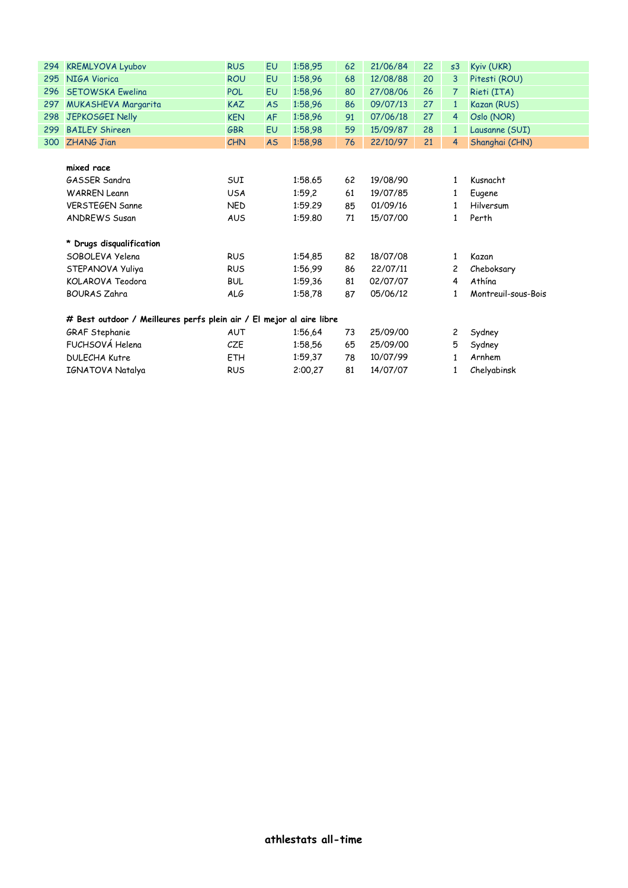| | | | | | | | | | |
|---|---|---|---|---|---|---|---|---|---|
| 294 | KREMLYOVA Lyubov | RUS | EU | 1:58,95 | 62 | 21/06/84 | 22 | s3 | Kyiv (UKR) |
| 295 | NIGA Viorica | ROU | EU | 1:58,96 | 68 | 12/08/88 | 20 | 3 | Pitesti (ROU) |
| 296 | SETOWSKA Ewelina | POL | EU | 1:58,96 | 80 | 27/08/06 | 26 | 7 | Rieti (ITA) |
| 297 | MUKASHEVA Margarita | KAZ | AS | 1:58,96 | 86 | 09/07/13 | 27 | 1 | Kazan (RUS) |
| 298 | JEPKOSGEI Nelly | KEN | AF | 1:58,96 | 91 | 07/06/18 | 27 | 4 | Oslo (NOR) |
| 299 | BAILEY Shireen | GBR | EU | 1:58,98 | 59 | 15/09/87 | 28 | 1 | Lausanne (SUI) |
| 300 | ZHANG Jian | CHN | AS | 1:58,98 | 76 | 22/10/97 | 21 | 4 | Shanghai (CHN) |

**mixed race**

| | | | | | | |
|---|---|---|---|---|---|---|
| GASSER Sandra | SUI | 1:58.65 | 62 | 19/08/90 | 1 | Kusnacht |
| WARREN Leann | USA | 1:59,2 | 61 | 19/07/85 | 1 | Eugene |
| VERSTEGEN Sanne | NED | 1:59.29 | 85 | 01/09/16 | 1 | Hilversum |
| ANDREWS Susan | AUS | 1:59.80 | 71 | 15/07/00 | 1 | Perth |

**\* Drugs disqualification**

| | | | | | | |
|---|---|---|---|---|---|---|
| SOBOLEVA Yelena | RUS | 1:54,85 | 82 | 18/07/08 | 1 | Kazan |
| STEPANOVA Yuliya | RUS | 1:56,99 | 86 | 22/07/11 | 2 | Cheboksary |
| KOLAROVA Teodora | BUL | 1:59,36 | 81 | 02/07/07 | 4 | Athína |
| BOURAS Zahra | ALG | 1:58,78 | 87 | 05/06/12 | 1 | Montreuil-sous-Bois |

**# Best outdoor / Meilleures perfs plein air / El mejor al aire libre**

| | | | | | | |
|---|---|---|---|---|---|---|
| GRAF Stephanie | AUT | 1:56,64 | 73 | 25/09/00 | 2 | Sydney |
| FUCHSOVÁ Helena | CZE | 1:58,56 | 65 | 25/09/00 | 5 | Sydney |
| DULECHA Kutre | ETH | 1:59,37 | 78 | 10/07/99 | 1 | Arnhem |
| IGNATOVA Natalya | RUS | 2:00,27 | 81 | 14/07/07 | 1 | Chelyabinsk |